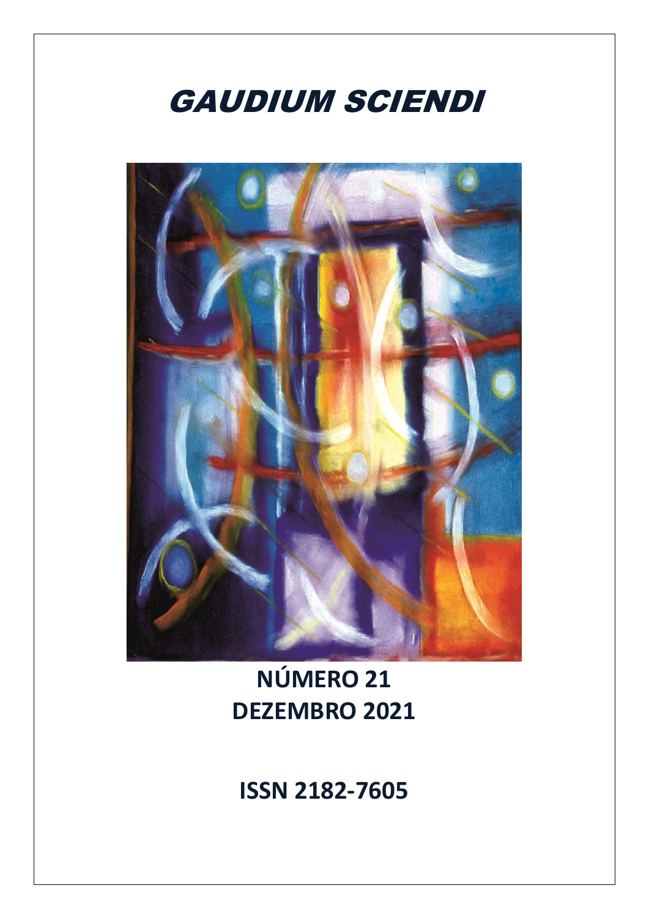# *GAUDIUM SCIENDI*

**NÚMERO 21**
**DEZEMBRO 2021**

**ISSN 2182-7605**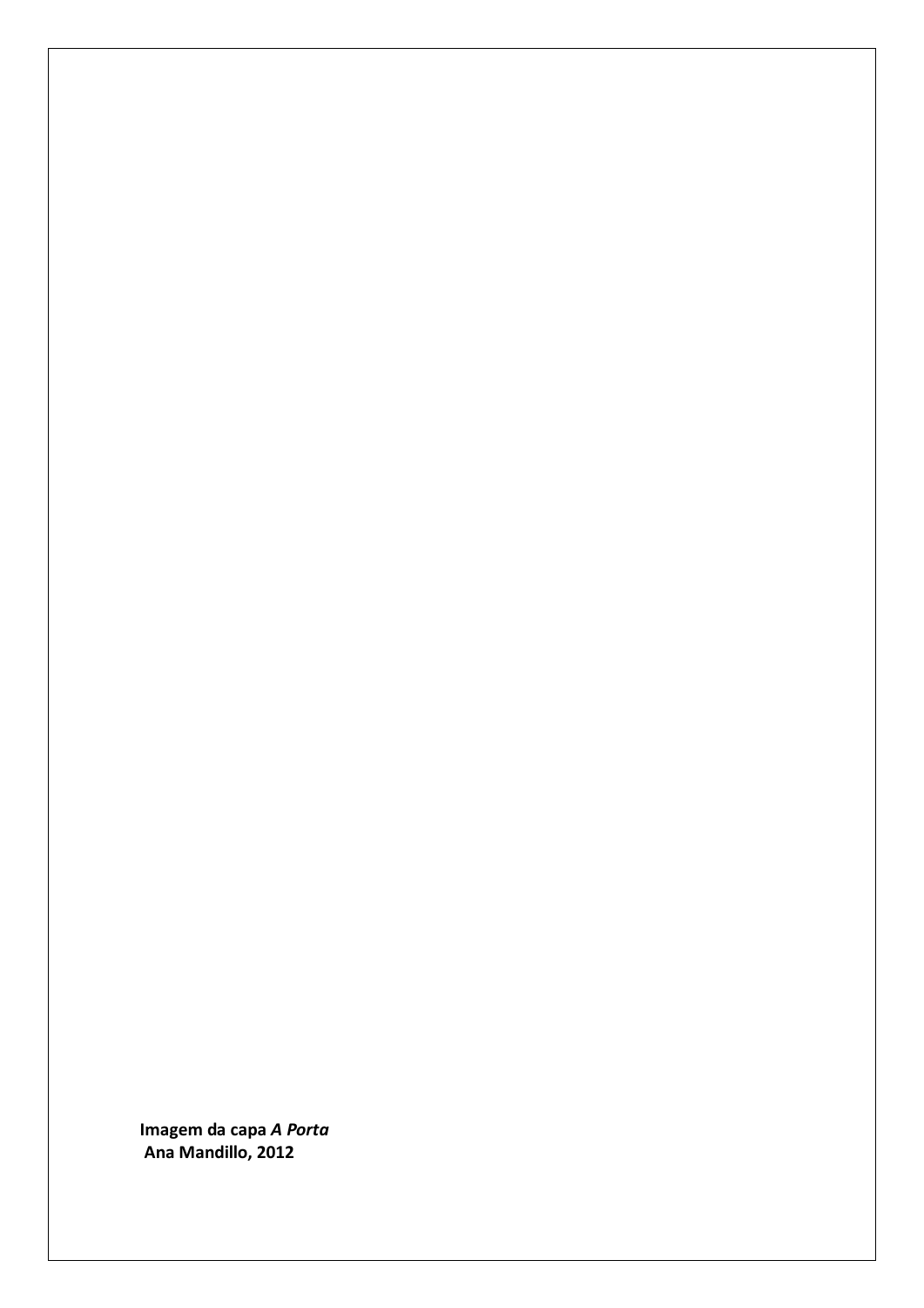**Imagem da capa *A Porta***
**Ana Mandillo, 2012**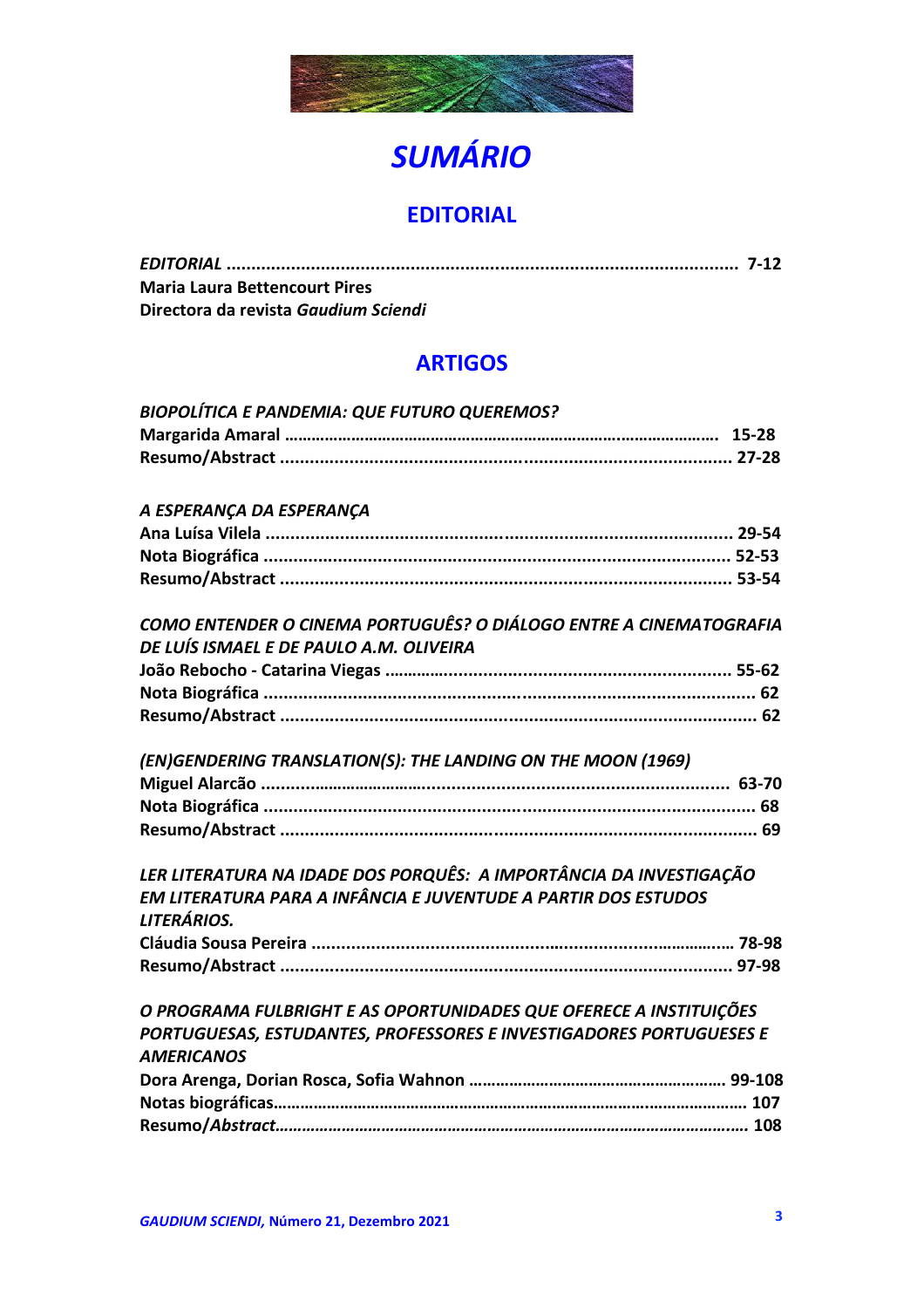# *SUMÁRIO*

## EDITORIAL

*EDITORIAL* ........................................................................................................ 7-12
**Maria Laura Bettencourt Pires**
**Directora da revista *Gaudium Sciendi***

## ARTIGOS

***BIOPOLÍTICA E PANDEMIA: QUE FUTURO QUEREMOS?***
**Margarida Amaral** ............................................................................................ 15-28
**Resumo/Abstract** ............................................................................................ 27-28

***A ESPERANÇA DA ESPERANÇA***
**Ana Luísa Vilela** ............................................................................................ 29-54
**Nota Biográfica** ............................................................................................ 52-53
**Resumo/Abstract** ............................................................................................ 53-54

***COMO ENTENDER O CINEMA PORTUGUÊS? O DIÁLOGO ENTRE A CINEMATOGRAFIA DE LUÍS ISMAEL E DE PAULO A.M. OLIVEIRA***
**João Rebocho - Catarina Viegas** ........................................................................ 55-62
**Nota Biográfica** ............................................................................................ 62
**Resumo/Abstract** ............................................................................................ 62

***(EN)GENDERING TRANSLATION(S): THE LANDING ON THE MOON (1969)***
**Miguel Alarcão** ............................................................................................ 63-70
**Nota Biográfica** ............................................................................................ 68
**Resumo/Abstract** ............................................................................................ 69

***LER LITERATURA NA IDADE DOS PORQUÊS: A IMPORTÂNCIA DA INVESTIGAÇÃO EM LITERATURA PARA A INFÂNCIA E JUVENTUDE A PARTIR DOS ESTUDOS LITERÁRIOS.***
**Cláudia Sousa Pereira** ........................................................................................ 78-98
**Resumo/Abstract** ............................................................................................ 97-98

***O PROGRAMA FULBRIGHT E AS OPORTUNIDADES QUE OFERECE A INSTITUIÇÕES PORTUGUESAS, ESTUDANTES, PROFESSORES E INVESTIGADORES PORTUGUESES E AMERICANOS***
**Dora Arenga, Dorian Rosca, Sofia Wahnon** .......................................................... 99-108
**Notas biográficas**............................................................................................ 107
**Resumo/*Abstract***............................................................................................ 108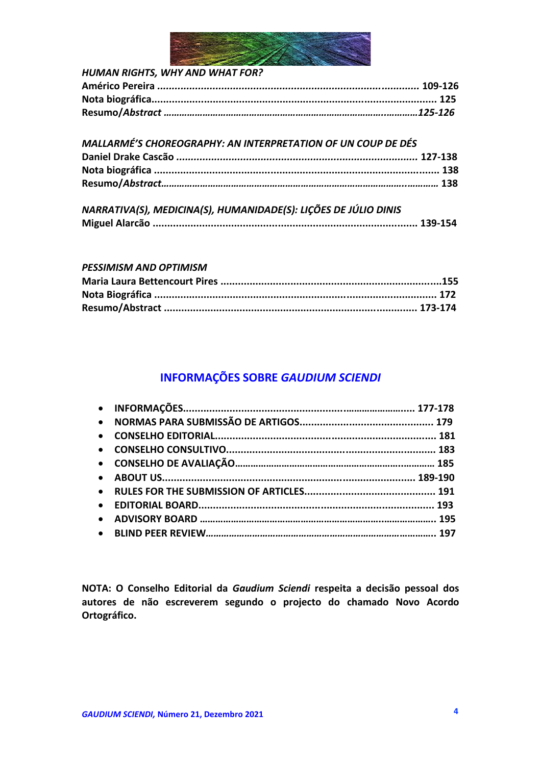*HUMAN RIGHTS, WHY AND WHAT FOR?*

**Américo Pereira ........................................................................................... 109-126**
**Nota biográfica............................................................................................... 125**
**Resumo/*Abstract* ..........................................................................................125-126**

*MALLARMÉ'S CHOREOGRAPHY: AN INTERPRETATION OF UN COUP DE DÉS*

**Daniel Drake Cascão ...................................................................................... 127-138**
**Nota biográfica ............................................................................................... 138**
**Resumo/*Abstract*............................................................................................ 138**

*NARRATIVA(S), MEDICINA(S), HUMANIDADE(S): LIÇÕES DE JÚLIO DINIS*

**Miguel Alarcão ............................................................................................... 139-154**

*PESSIMISM AND OPTIMISM*

**Maria Laura Bettencourt Pires .........................................................................155**
**Nota Biográfica ............................................................................................... 172**
**Resumo/Abstract ............................................................................................ 173-174**

## INFORMAÇÕES SOBRE *GAUDIUM SCIENDI*

- **INFORMAÇÕES........................................................................................ 177-178**
- **NORMAS PARA SUBMISSÃO DE ARTIGOS................................................ 179**
- **CONSELHO EDITORIAL.............................................................................. 181**
- **CONSELHO CONSULTIVO.......................................................................... 183**
- **CONSELHO DE AVALIAÇÃO........................................................................ 185**
- **ABOUT US.............................................................................................. 189-190**
- **RULES FOR THE SUBMISSION OF ARTICLES............................................... 191**
- **EDITORIAL BOARD.................................................................................. 193**
- **ADVISORY BOARD ................................................................................... 195**
- **BLIND PEER REVIEW................................................................................ 197**

**NOTA: O Conselho Editorial da *Gaudium Sciendi* respeita a decisão pessoal dos autores de não escreverem segundo o projecto do chamado Novo Acordo Ortográfico.**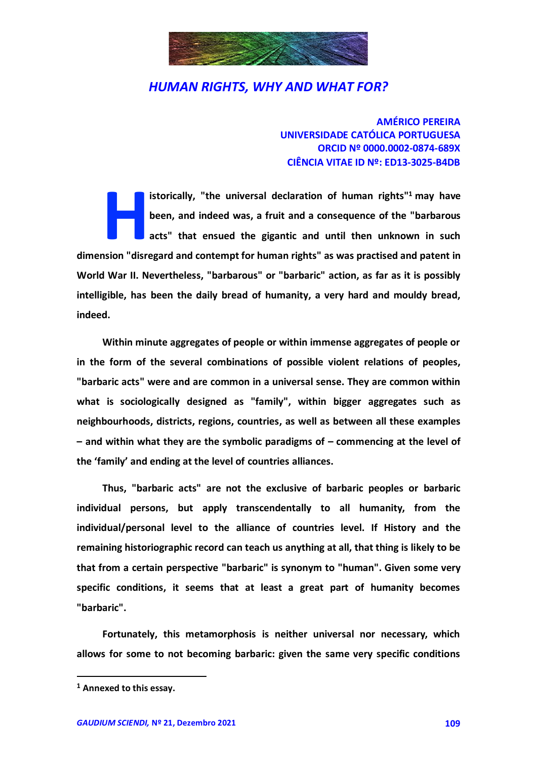# HUMAN RIGHTS, WHY AND WHAT FOR?

**AMÉRICO PEREIRA**
**UNIVERSIDADE CATÓLICA PORTUGUESA**
**ORCID Nº 0000.0002-0874-689X**
**CIÊNCIA VITAE ID Nº: ED13-3025-B4DB**

**Historically, "the universal declaration of human rights"[1] may have been, and indeed was, a fruit and a consequence of the "barbarous acts" that ensued the gigantic and until then unknown in such dimension "disregard and contempt for human rights" as was practised and patent in World War II. Nevertheless, "barbarous" or "barbaric" action, as far as it is possibly intelligible, has been the daily bread of humanity, a very hard and mouldy bread, indeed.**

**Within minute aggregates of people or within immense aggregates of people or in the form of the several combinations of possible violent relations of peoples, "barbaric acts" were and are common in a universal sense. They are common within what is sociologically designed as "family", within bigger aggregates such as neighbourhoods, districts, regions, countries, as well as between all these examples – and within what they are the symbolic paradigms of – commencing at the level of the 'family' and ending at the level of countries alliances.**

**Thus, "barbaric acts" are not the exclusive of barbaric peoples or barbaric individual persons, but apply transcendentally to all humanity, from the individual/personal level to the alliance of countries level. If History and the remaining historiographic record can teach us anything at all, that thing is likely to be that from a certain perspective "barbaric" is synonym to "human". Given some very specific conditions, it seems that at least a great part of humanity becomes "barbaric".**

**Fortunately, this metamorphosis is neither universal nor necessary, which allows for some to not becoming barbaric: given the same very specific conditions**

---

**[1] Annexed to this essay.**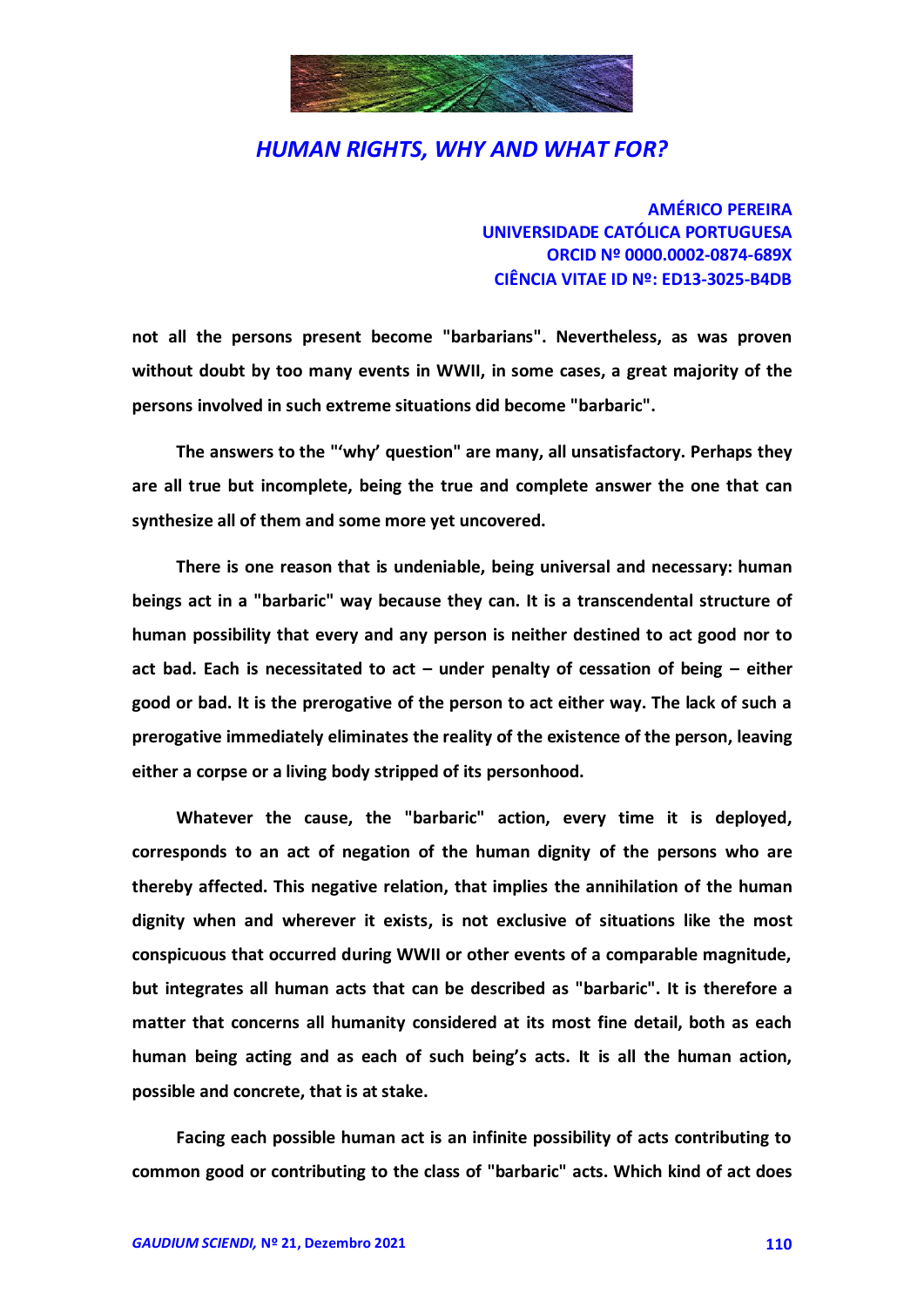not all the persons present become "barbarians". Nevertheless, as was proven without doubt by too many events in WWII, in some cases, a great majority of the persons involved in such extreme situations did become "barbaric".

The answers to the "'why' question" are many, all unsatisfactory. Perhaps they are all true but incomplete, being the true and complete answer the one that can synthesize all of them and some more yet uncovered.

There is one reason that is undeniable, being universal and necessary: human beings act in a "barbaric" way because they can. It is a transcendental structure of human possibility that every and any person is neither destined to act good nor to act bad. Each is necessitated to act – under penalty of cessation of being – either good or bad. It is the prerogative of the person to act either way. The lack of such a prerogative immediately eliminates the reality of the existence of the person, leaving either a corpse or a living body stripped of its personhood.

Whatever the cause, the "barbaric" action, every time it is deployed, corresponds to an act of negation of the human dignity of the persons who are thereby affected. This negative relation, that implies the annihilation of the human dignity when and wherever it exists, is not exclusive of situations like the most conspicuous that occurred during WWII or other events of a comparable magnitude, but integrates all human acts that can be described as "barbaric". It is therefore a matter that concerns all humanity considered at its most fine detail, both as each human being acting and as each of such being's acts. It is all the human action, possible and concrete, that is at stake.

Facing each possible human act is an infinite possibility of acts contributing to common good or contributing to the class of "barbaric" acts. Which kind of act does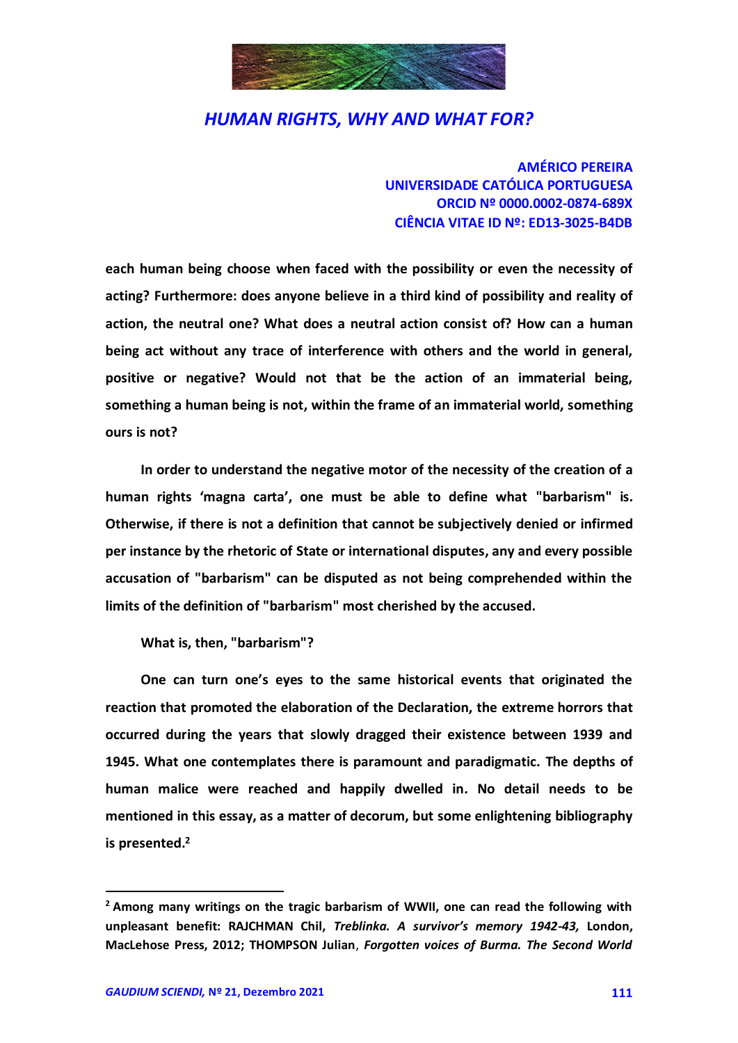each human being choose when faced with the possibility or even the necessity of acting? Furthermore: does anyone believe in a third kind of possibility and reality of action, the neutral one? What does a neutral action consist of? How can a human being act without any trace of interference with others and the world in general, positive or negative? Would not that be the action of an immaterial being, something a human being is not, within the frame of an immaterial world, something ours is not?

In order to understand the negative motor of the necessity of the creation of a human rights 'magna carta', one must be able to define what "barbarism" is. Otherwise, if there is not a definition that cannot be subjectively denied or infirmed per instance by the rhetoric of State or international disputes, any and every possible accusation of "barbarism" can be disputed as not being comprehended within the limits of the definition of "barbarism" most cherished by the accused.

What is, then, "barbarism"?

One can turn one's eyes to the same historical events that originated the reaction that promoted the elaboration of the Declaration, the extreme horrors that occurred during the years that slowly dragged their existence between 1939 and 1945. What one contemplates there is paramount and paradigmatic. The depths of human malice were reached and happily dwelled in. No detail needs to be mentioned in this essay, as a matter of decorum, but some enlightening bibliography is presented.[2]

---

[2] Among many writings on the tragic barbarism of WWII, one can read the following with unpleasant benefit: RAJCHMAN Chil, *Treblinka. A survivor's memory 1942-43,* London, MacLehose Press, 2012; THOMPSON Julian, *Forgotten voices of Burma. The Second World*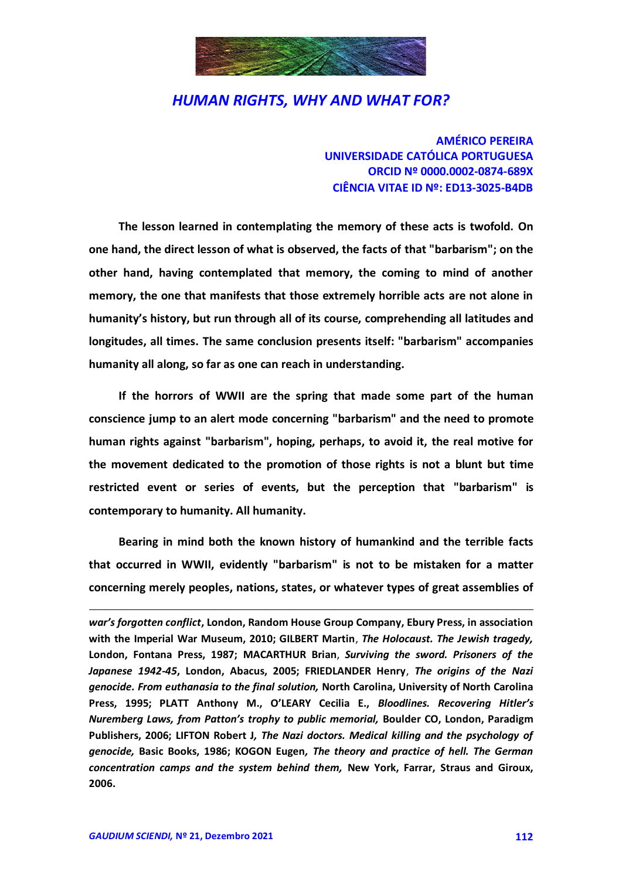The lesson learned in contemplating the memory of these acts is twofold. On one hand, the direct lesson of what is observed, the facts of that "barbarism"; on the other hand, having contemplated that memory, the coming to mind of another memory, the one that manifests that those extremely horrible acts are not alone in humanity's history, but run through all of its course, comprehending all latitudes and longitudes, all times. The same conclusion presents itself: "barbarism" accompanies humanity all along, so far as one can reach in understanding.

If the horrors of WWII are the spring that made some part of the human conscience jump to an alert mode concerning "barbarism" and the need to promote human rights against "barbarism", hoping, perhaps, to avoid it, the real motive for the movement dedicated to the promotion of those rights is not a blunt but time restricted event or series of events, but the perception that "barbarism" is contemporary to humanity. All humanity.

Bearing in mind both the known history of humankind and the terrible facts that occurred in WWII, evidently "barbarism" is not to be mistaken for a matter concerning merely peoples, nations, states, or whatever types of great assemblies of

---

*war's forgotten conflict*, London, Random House Group Company, Ebury Press, in association with the Imperial War Museum, 2010; GILBERT Martin, *The Holocaust. The Jewish tragedy,* London, Fontana Press, 1987; MACARTHUR Brian, *Surviving the sword. Prisoners of the Japanese 1942-45*, London, Abacus, 2005; FRIEDLANDER Henry, *The origins of the Nazi genocide. From euthanasia to the final solution,* North Carolina, University of North Carolina Press, 1995; PLATT Anthony M., O'LEARY Cecilia E., *Bloodlines. Recovering Hitler's Nuremberg Laws, from Patton's trophy to public memorial,* Boulder CO, London, Paradigm Publishers, 2006; LIFTON Robert J*, The Nazi doctors. Medical killing and the psychology of genocide,* Basic Books, 1986; KOGON Eugen*, The theory and practice of hell. The German concentration camps and the system behind them,* New York, Farrar, Straus and Giroux, 2006.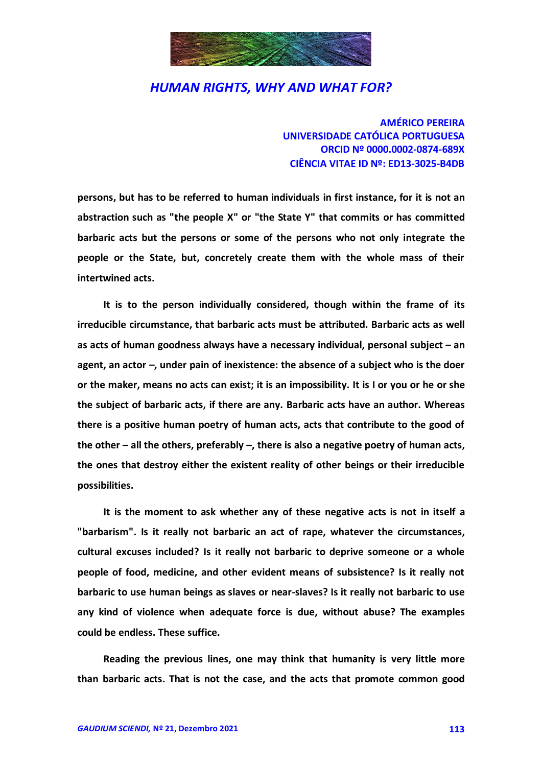persons, but has to be referred to human individuals in first instance, for it is not an abstraction such as "the people X" or "the State Y" that commits or has committed barbaric acts but the persons or some of the persons who not only integrate the people or the State, but, concretely create them with the whole mass of their intertwined acts.

It is to the person individually considered, though within the frame of its irreducible circumstance, that barbaric acts must be attributed. Barbaric acts as well as acts of human goodness always have a necessary individual, personal subject – an agent, an actor –, under pain of inexistence: the absence of a subject who is the doer or the maker, means no acts can exist; it is an impossibility. It is I or you or he or she the subject of barbaric acts, if there are any. Barbaric acts have an author. Whereas there is a positive human poetry of human acts, acts that contribute to the good of the other – all the others, preferably –, there is also a negative poetry of human acts, the ones that destroy either the existent reality of other beings or their irreducible possibilities.

It is the moment to ask whether any of these negative acts is not in itself a "barbarism". Is it really not barbaric an act of rape, whatever the circumstances, cultural excuses included? Is it really not barbaric to deprive someone or a whole people of food, medicine, and other evident means of subsistence? Is it really not barbaric to use human beings as slaves or near-slaves? Is it really not barbaric to use any kind of violence when adequate force is due, without abuse? The examples could be endless. These suffice.

Reading the previous lines, one may think that humanity is very little more than barbaric acts. That is not the case, and the acts that promote common good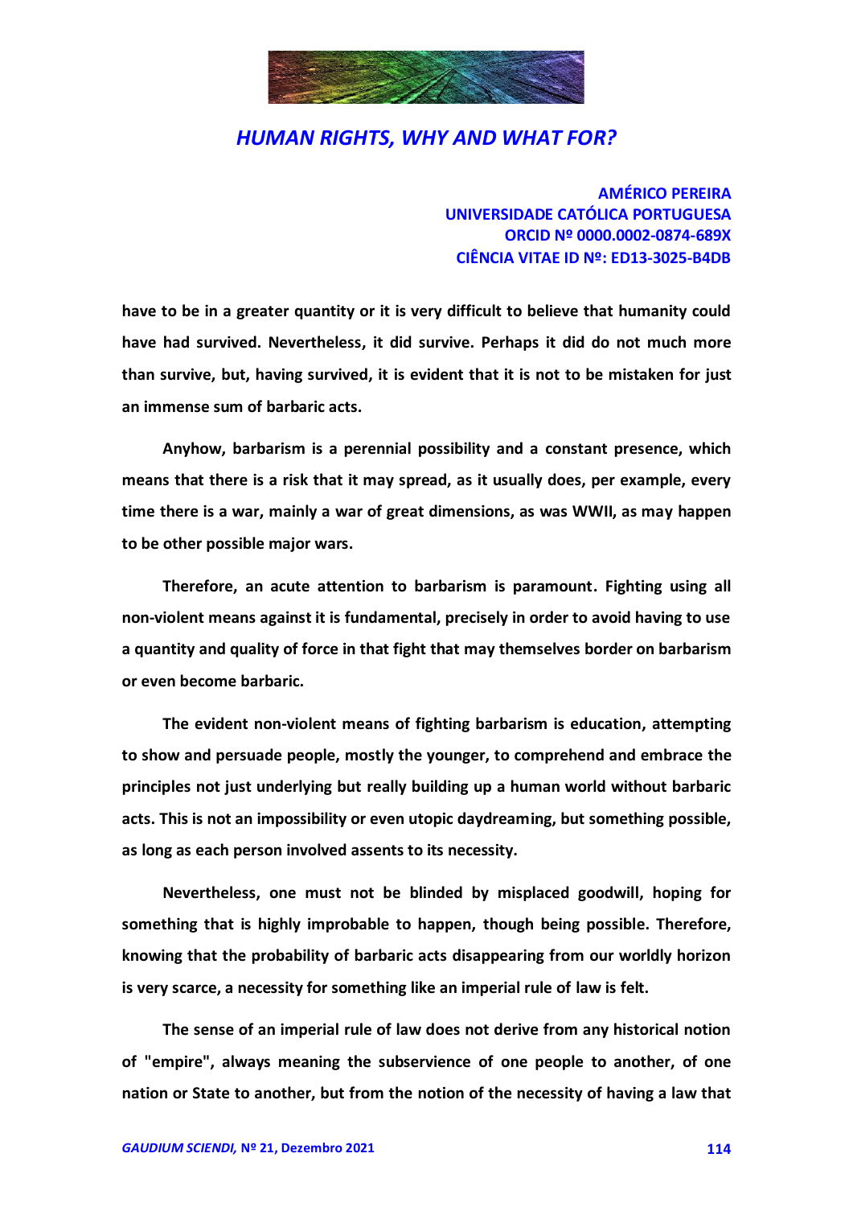have to be in a greater quantity or it is very difficult to believe that humanity could have had survived. Nevertheless, it did survive. Perhaps it did do not much more than survive, but, having survived, it is evident that it is not to be mistaken for just an immense sum of barbaric acts.

Anyhow, barbarism is a perennial possibility and a constant presence, which means that there is a risk that it may spread, as it usually does, per example, every time there is a war, mainly a war of great dimensions, as was WWII, as may happen to be other possible major wars.

Therefore, an acute attention to barbarism is paramount. Fighting using all non-violent means against it is fundamental, precisely in order to avoid having to use a quantity and quality of force in that fight that may themselves border on barbarism or even become barbaric.

The evident non-violent means of fighting barbarism is education, attempting to show and persuade people, mostly the younger, to comprehend and embrace the principles not just underlying but really building up a human world without barbaric acts. This is not an impossibility or even utopic daydreaming, but something possible, as long as each person involved assents to its necessity.

Nevertheless, one must not be blinded by misplaced goodwill, hoping for something that is highly improbable to happen, though being possible. Therefore, knowing that the probability of barbaric acts disappearing from our worldly horizon is very scarce, a necessity for something like an imperial rule of law is felt.

The sense of an imperial rule of law does not derive from any historical notion of "empire", always meaning the subservience of one people to another, of one nation or State to another, but from the notion of the necessity of having a law that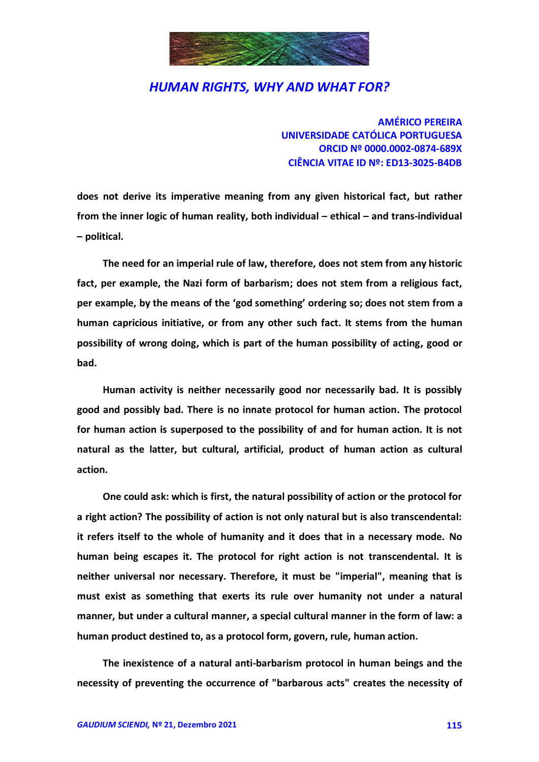**does not derive its imperative meaning from any given historical fact, but rather from the inner logic of human reality, both individual – ethical – and trans-individual – political.**

**The need for an imperial rule of law, therefore, does not stem from any historic fact, per example, the Nazi form of barbarism; does not stem from a religious fact, per example, by the means of the 'god something' ordering so; does not stem from a human capricious initiative, or from any other such fact. It stems from the human possibility of wrong doing, which is part of the human possibility of acting, good or bad.**

**Human activity is neither necessarily good nor necessarily bad. It is possibly good and possibly bad. There is no innate protocol for human action. The protocol for human action is superposed to the possibility of and for human action. It is not natural as the latter, but cultural, artificial, product of human action as cultural action.**

**One could ask: which is first, the natural possibility of action or the protocol for a right action? The possibility of action is not only natural but is also transcendental: it refers itself to the whole of humanity and it does that in a necessary mode. No human being escapes it. The protocol for right action is not transcendental. It is neither universal nor necessary. Therefore, it must be "imperial", meaning that is must exist as something that exerts its rule over humanity not under a natural manner, but under a cultural manner, a special cultural manner in the form of law: a human product destined to, as a protocol form, govern, rule, human action.**

**The inexistence of a natural anti-barbarism protocol in human beings and the necessity of preventing the occurrence of "barbarous acts" creates the necessity of**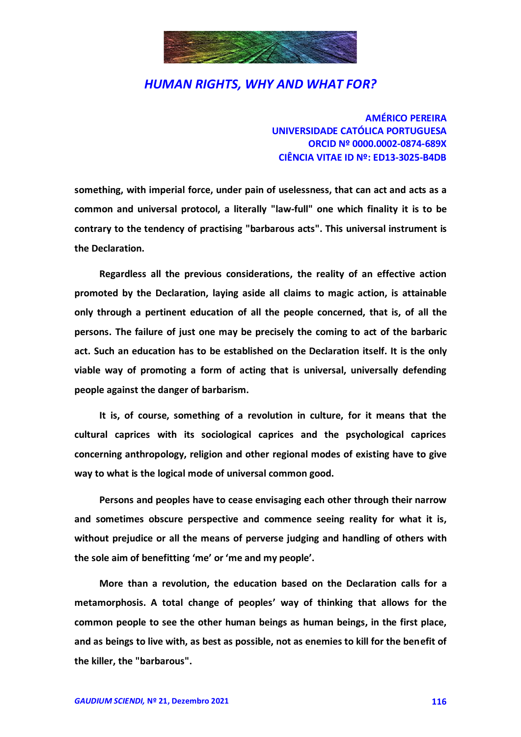**something, with imperial force, under pain of uselessness, that can act and acts as a common and universal protocol, a literally "law-full" one which finality it is to be contrary to the tendency of practising "barbarous acts". This universal instrument is the Declaration.**

**Regardless all the previous considerations, the reality of an effective action promoted by the Declaration, laying aside all claims to magic action, is attainable only through a pertinent education of all the people concerned, that is, of all the persons. The failure of just one may be precisely the coming to act of the barbaric act. Such an education has to be established on the Declaration itself. It is the only viable way of promoting a form of acting that is universal, universally defending people against the danger of barbarism.**

**It is, of course, something of a revolution in culture, for it means that the cultural caprices with its sociological caprices and the psychological caprices concerning anthropology, religion and other regional modes of existing have to give way to what is the logical mode of universal common good.**

**Persons and peoples have to cease envisaging each other through their narrow and sometimes obscure perspective and commence seeing reality for what it is, without prejudice or all the means of perverse judging and handling of others with the sole aim of benefitting 'me' or 'me and my people'.**

**More than a revolution, the education based on the Declaration calls for a metamorphosis. A total change of peoples' way of thinking that allows for the common people to see the other human beings as human beings, in the first place, and as beings to live with, as best as possible, not as enemies to kill for the benefit of the killer, the "barbarous".**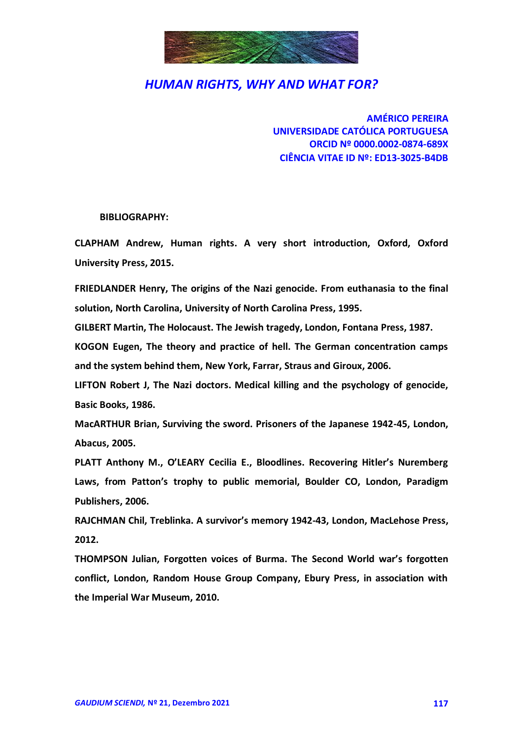# *HUMAN RIGHTS, WHY AND WHAT FOR?*

**AMÉRICO PEREIRA**
**UNIVERSIDADE CATÓLICA PORTUGUESA**
**ORCID Nº 0000.0002-0874-689X**
**CIÊNCIA VITAE ID Nº: ED13-3025-B4DB**

**BIBLIOGRAPHY:**

**CLAPHAM Andrew, Human rights. A very short introduction, Oxford, Oxford University Press, 2015.**

**FRIEDLANDER Henry, The origins of the Nazi genocide. From euthanasia to the final solution, North Carolina, University of North Carolina Press, 1995.**

**GILBERT Martin, The Holocaust. The Jewish tragedy, London, Fontana Press, 1987.**

**KOGON Eugen, The theory and practice of hell. The German concentration camps and the system behind them, New York, Farrar, Straus and Giroux, 2006.**

**LIFTON Robert J, The Nazi doctors. Medical killing and the psychology of genocide, Basic Books, 1986.**

**MacARTHUR Brian, Surviving the sword. Prisoners of the Japanese 1942-45, London, Abacus, 2005.**

**PLATT Anthony M., O'LEARY Cecilia E., Bloodlines. Recovering Hitler's Nuremberg Laws, from Patton's trophy to public memorial, Boulder CO, London, Paradigm Publishers, 2006.**

**RAJCHMAN Chil, Treblinka. A survivor's memory 1942-43, London, MacLehose Press, 2012.**

**THOMPSON Julian, Forgotten voices of Burma. The Second World war's forgotten conflict, London, Random House Group Company, Ebury Press, in association with the Imperial War Museum, 2010.**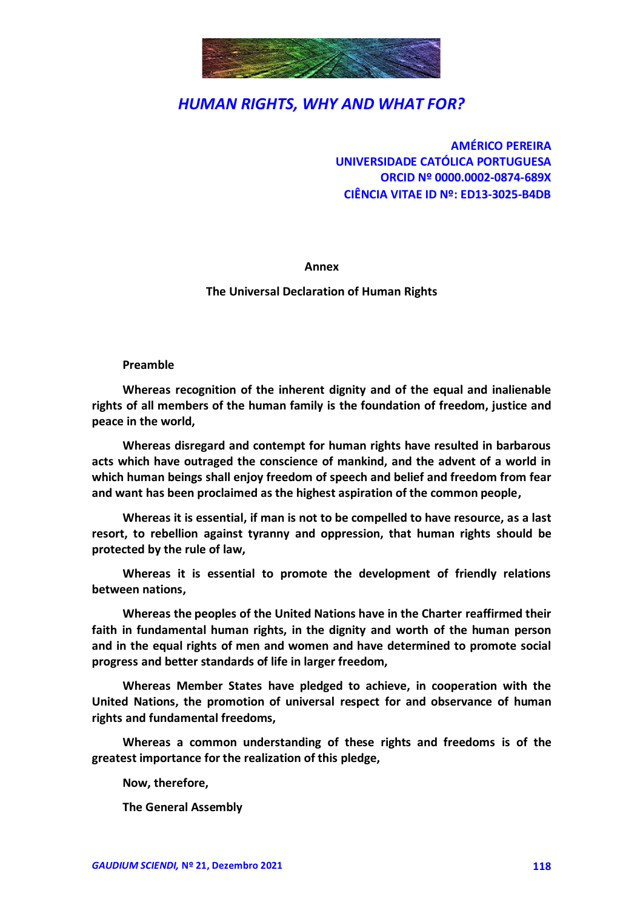*HUMAN RIGHTS, WHY AND WHAT FOR?*

**AMÉRICO PEREIRA**
**UNIVERSIDADE CATÓLICA PORTUGUESA**
**ORCID Nº 0000.0002-0874-689X**
**CIÊNCIA VITAE ID Nº: ED13-3025-B4DB**

**Annex**

**The Universal Declaration of Human Rights**

**Preamble**

**Whereas recognition of the inherent dignity and of the equal and inalienable rights of all members of the human family is the foundation of freedom, justice and peace in the world,**

**Whereas disregard and contempt for human rights have resulted in barbarous acts which have outraged the conscience of mankind, and the advent of a world in which human beings shall enjoy freedom of speech and belief and freedom from fear and want has been proclaimed as the highest aspiration of the common people,**

**Whereas it is essential, if man is not to be compelled to have resource, as a last resort, to rebellion against tyranny and oppression, that human rights should be protected by the rule of law,**

**Whereas it is essential to promote the development of friendly relations between nations,**

**Whereas the peoples of the United Nations have in the Charter reaffirmed their faith in fundamental human rights, in the dignity and worth of the human person and in the equal rights of men and women and have determined to promote social progress and better standards of life in larger freedom,**

**Whereas Member States have pledged to achieve, in cooperation with the United Nations, the promotion of universal respect for and observance of human rights and fundamental freedoms,**

**Whereas a common understanding of these rights and freedoms is of the greatest importance for the realization of this pledge,**

**Now, therefore,**

**The General Assembly**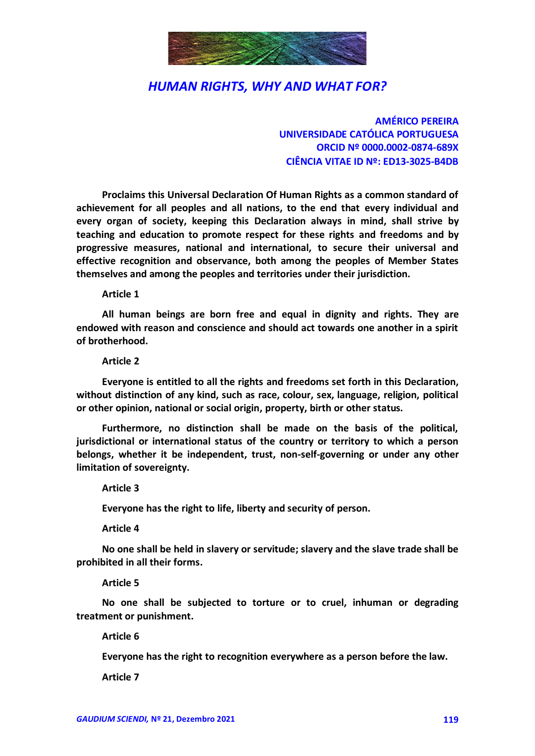*HUMAN RIGHTS, WHY AND WHAT FOR?*

**AMÉRICO PEREIRA**
**UNIVERSIDADE CATÓLICA PORTUGUESA**
**ORCID Nº 0000.0002-0874-689X**
**CIÊNCIA VITAE ID Nº: ED13-3025-B4DB**

**Proclaims this Universal Declaration Of Human Rights as a common standard of achievement for all peoples and all nations, to the end that every individual and every organ of society, keeping this Declaration always in mind, shall strive by teaching and education to promote respect for these rights and freedoms and by progressive measures, national and international, to secure their universal and effective recognition and observance, both among the peoples of Member States themselves and among the peoples and territories under their jurisdiction.**

**Article 1**

**All human beings are born free and equal in dignity and rights. They are endowed with reason and conscience and should act towards one another in a spirit of brotherhood.**

**Article 2**

**Everyone is entitled to all the rights and freedoms set forth in this Declaration, without distinction of any kind, such as race, colour, sex, language, religion, political or other opinion, national or social origin, property, birth or other status.**

**Furthermore, no distinction shall be made on the basis of the political, jurisdictional or international status of the country or territory to which a person belongs, whether it be independent, trust, non-self-governing or under any other limitation of sovereignty.**

**Article 3**

**Everyone has the right to life, liberty and security of person.**

**Article 4**

**No one shall be held in slavery or servitude; slavery and the slave trade shall be prohibited in all their forms.**

**Article 5**

**No one shall be subjected to torture or to cruel, inhuman or degrading treatment or punishment.**

**Article 6**

**Everyone has the right to recognition everywhere as a person before the law.**

**Article 7**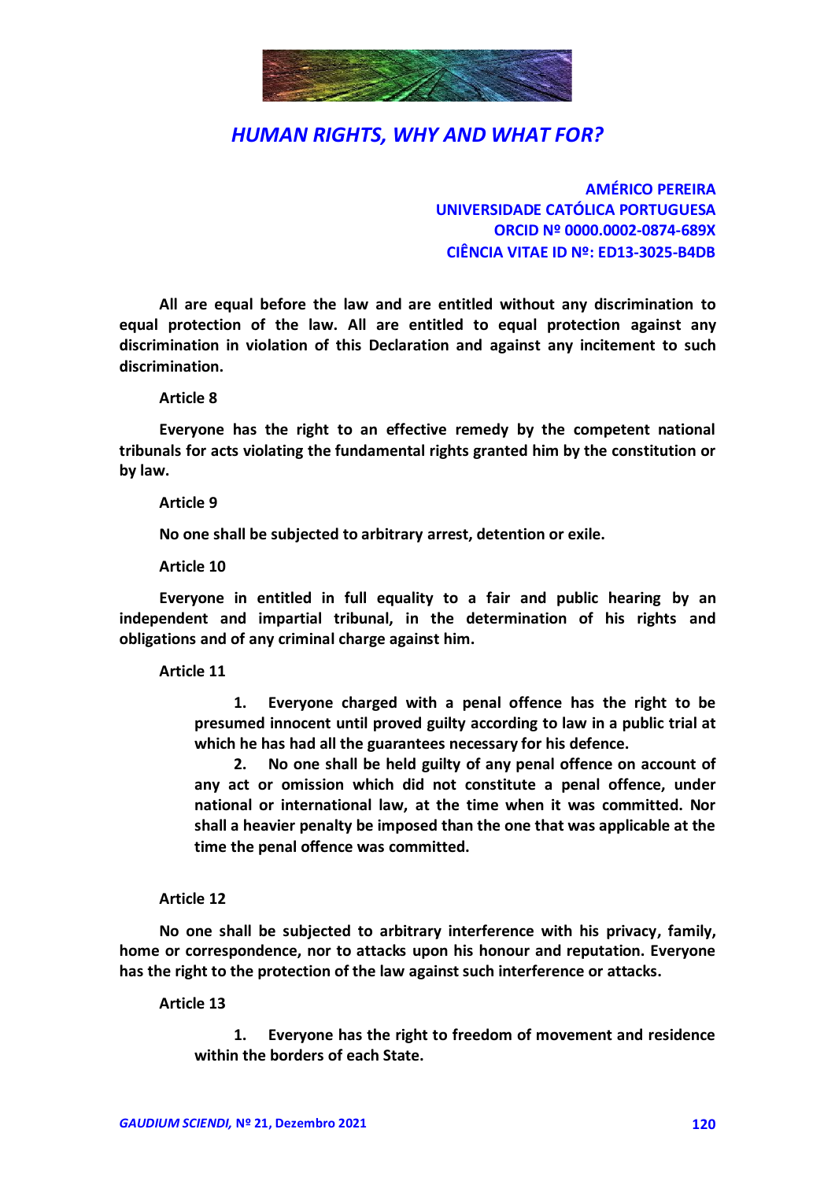**All are equal before the law and are entitled without any discrimination to equal protection of the law. All are entitled to equal protection against any discrimination in violation of this Declaration and against any incitement to such discrimination.**

**Article 8**

**Everyone has the right to an effective remedy by the competent national tribunals for acts violating the fundamental rights granted him by the constitution or by law.**

**Article 9**

**No one shall be subjected to arbitrary arrest, detention or exile.**

**Article 10**

**Everyone in entitled in full equality to a fair and public hearing by an independent and impartial tribunal, in the determination of his rights and obligations and of any criminal charge against him.**

**Article 11**

> **1. Everyone charged with a penal offence has the right to be presumed innocent until proved guilty according to law in a public trial at which he has had all the guarantees necessary for his defence.**
>
> **2. No one shall be held guilty of any penal offence on account of any act or omission which did not constitute a penal offence, under national or international law, at the time when it was committed. Nor shall a heavier penalty be imposed than the one that was applicable at the time the penal offence was committed.**

**Article 12**

**No one shall be subjected to arbitrary interference with his privacy, family, home or correspondence, nor to attacks upon his honour and reputation. Everyone has the right to the protection of the law against such interference or attacks.**

**Article 13**

> **1. Everyone has the right to freedom of movement and residence within the borders of each State.**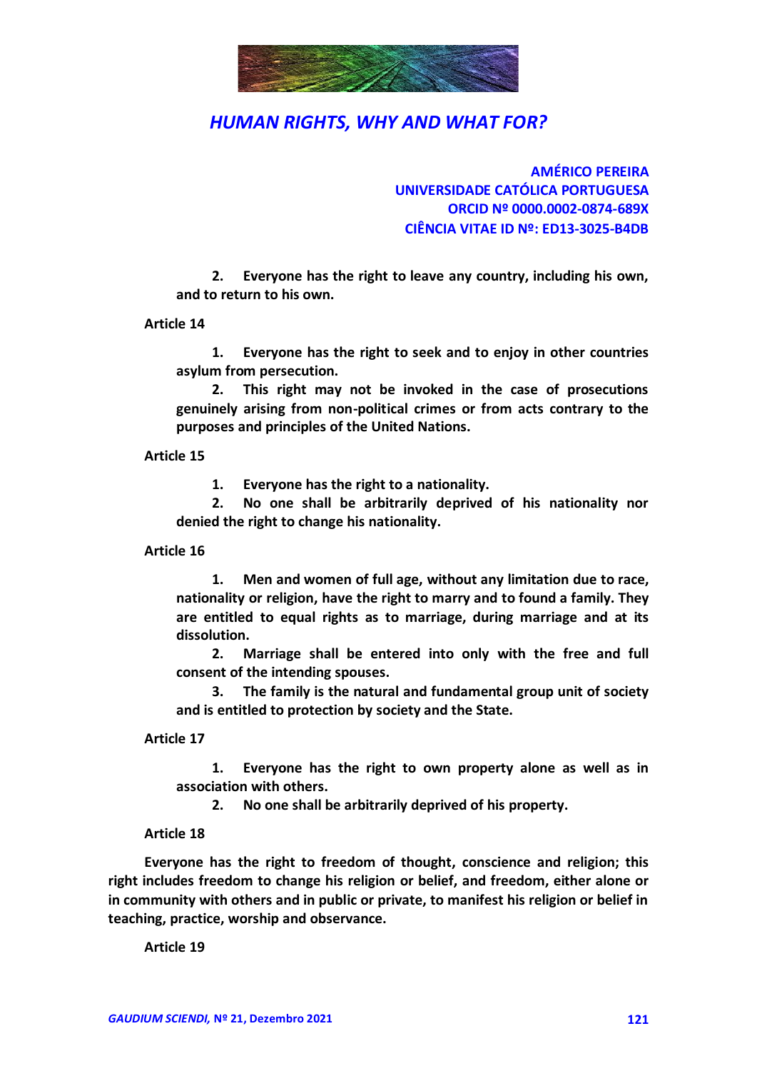2. **Everyone has the right to leave any country, including his own, and to return to his own.**

**Article 14**

1. **Everyone has the right to seek and to enjoy in other countries asylum from persecution.**
2. **This right may not be invoked in the case of prosecutions genuinely arising from non-political crimes or from acts contrary to the purposes and principles of the United Nations.**

**Article 15**

1. **Everyone has the right to a nationality.**
2. **No one shall be arbitrarily deprived of his nationality nor denied the right to change his nationality.**

**Article 16**

1. **Men and women of full age, without any limitation due to race, nationality or religion, have the right to marry and to found a family. They are entitled to equal rights as to marriage, during marriage and at its dissolution.**
2. **Marriage shall be entered into only with the free and full consent of the intending spouses.**
3. **The family is the natural and fundamental group unit of society and is entitled to protection by society and the State.**

**Article 17**

1. **Everyone has the right to own property alone as well as in association with others.**
2. **No one shall be arbitrarily deprived of his property.**

**Article 18**

**Everyone has the right to freedom of thought, conscience and religion; this right includes freedom to change his religion or belief, and freedom, either alone or in community with others and in public or private, to manifest his religion or belief in teaching, practice, worship and observance.**

**Article 19**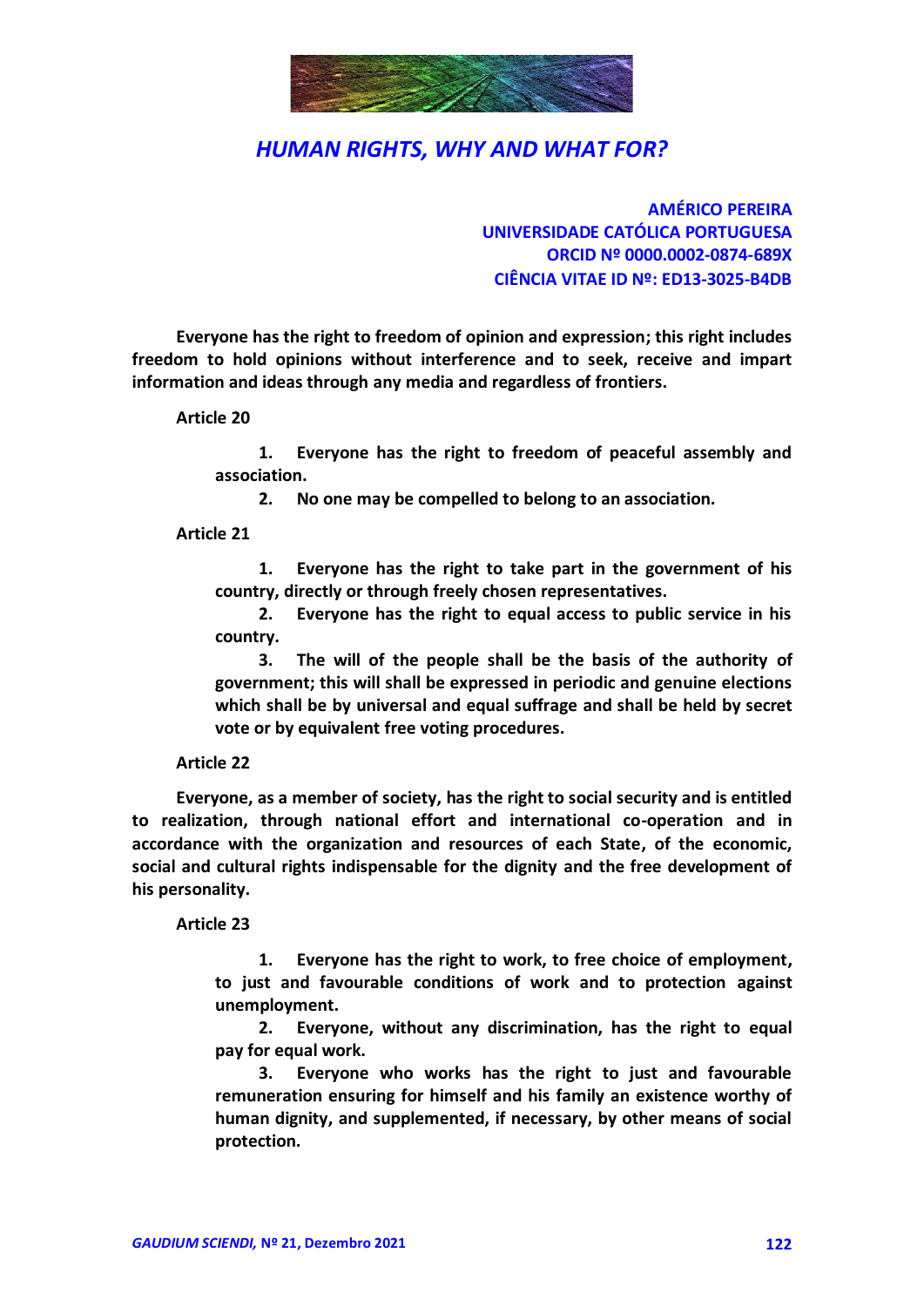**Everyone has the right to freedom of opinion and expression; this right includes freedom to hold opinions without interference and to seek, receive and impart information and ideas through any media and regardless of frontiers.**

**Article 20**

1. **Everyone has the right to freedom of peaceful assembly and association.**
2. **No one may be compelled to belong to an association.**

**Article 21**

1. **Everyone has the right to take part in the government of his country, directly or through freely chosen representatives.**
2. **Everyone has the right to equal access to public service in his country.**
3. **The will of the people shall be the basis of the authority of government; this will shall be expressed in periodic and genuine elections which shall be by universal and equal suffrage and shall be held by secret vote or by equivalent free voting procedures.**

**Article 22**

**Everyone, as a member of society, has the right to social security and is entitled to realization, through national effort and international co-operation and in accordance with the organization and resources of each State, of the economic, social and cultural rights indispensable for the dignity and the free development of his personality.**

**Article 23**

1. **Everyone has the right to work, to free choice of employment, to just and favourable conditions of work and to protection against unemployment.**
2. **Everyone, without any discrimination, has the right to equal pay for equal work.**
3. **Everyone who works has the right to just and favourable remuneration ensuring for himself and his family an existence worthy of human dignity, and supplemented, if necessary, by other means of social protection.**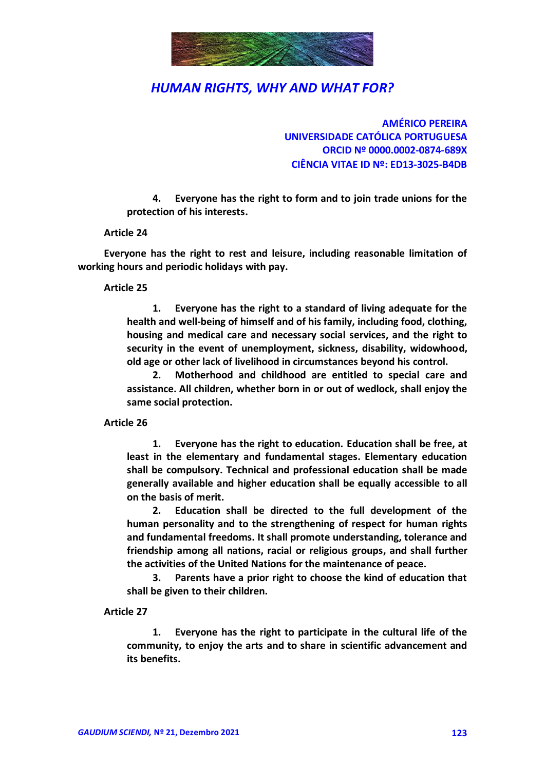**4. Everyone has the right to form and to join trade unions for the protection of his interests.**

**Article 24**

**Everyone has the right to rest and leisure, including reasonable limitation of working hours and periodic holidays with pay.**

**Article 25**

**1. Everyone has the right to a standard of living adequate for the health and well-being of himself and of his family, including food, clothing, housing and medical care and necessary social services, and the right to security in the event of unemployment, sickness, disability, widowhood, old age or other lack of livelihood in circumstances beyond his control.**

**2. Motherhood and childhood are entitled to special care and assistance. All children, whether born in or out of wedlock, shall enjoy the same social protection.**

**Article 26**

**1. Everyone has the right to education. Education shall be free, at least in the elementary and fundamental stages. Elementary education shall be compulsory. Technical and professional education shall be made generally available and higher education shall be equally accessible to all on the basis of merit.**

**2. Education shall be directed to the full development of the human personality and to the strengthening of respect for human rights and fundamental freedoms. It shall promote understanding, tolerance and friendship among all nations, racial or religious groups, and shall further the activities of the United Nations for the maintenance of peace.**

**3. Parents have a prior right to choose the kind of education that shall be given to their children.**

**Article 27**

**1. Everyone has the right to participate in the cultural life of the community, to enjoy the arts and to share in scientific advancement and its benefits.**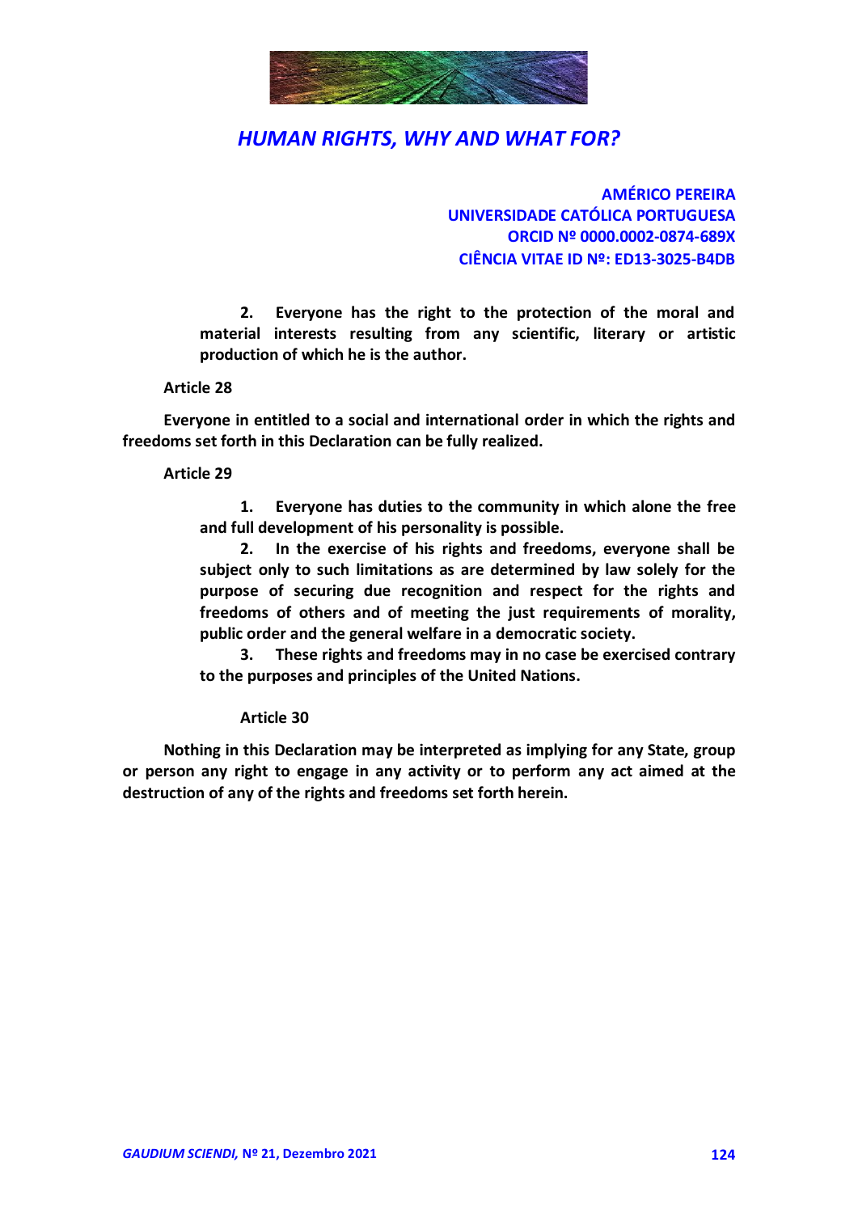**2. Everyone has the right to the protection of the moral and material interests resulting from any scientific, literary or artistic production of which he is the author.**

**Article 28**

**Everyone in entitled to a social and international order in which the rights and freedoms set forth in this Declaration can be fully realized.**

**Article 29**

**1. Everyone has duties to the community in which alone the free and full development of his personality is possible.**

**2. In the exercise of his rights and freedoms, everyone shall be subject only to such limitations as are determined by law solely for the purpose of securing due recognition and respect for the rights and freedoms of others and of meeting the just requirements of morality, public order and the general welfare in a democratic society.**

**3. These rights and freedoms may in no case be exercised contrary to the purposes and principles of the United Nations.**

**Article 30**

**Nothing in this Declaration may be interpreted as implying for any State, group or person any right to engage in any activity or to perform any act aimed at the destruction of any of the rights and freedoms set forth herein.**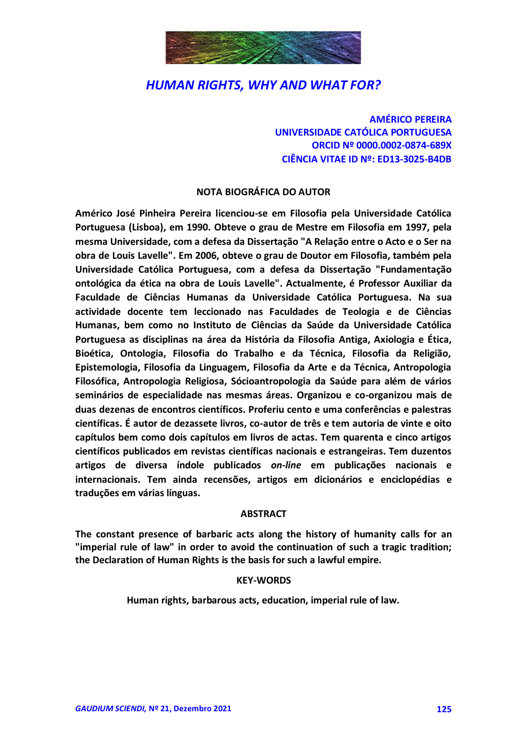# *HUMAN RIGHTS, WHY AND WHAT FOR?*

**AMÉRICO PEREIRA**
**UNIVERSIDADE CATÓLICA PORTUGUESA**
**ORCID Nº 0000.0002-0874-689X**
**CIÊNCIA VITAE ID Nº: ED13-3025-B4DB**

## NOTA BIOGRÁFICA DO AUTOR

**Américo José Pinheira Pereira licenciou-se em Filosofia pela Universidade Católica Portuguesa (Lisboa), em 1990. Obteve o grau de Mestre em Filosofia em 1997, pela mesma Universidade, com a defesa da Dissertação "A Relação entre o Acto e o Ser na obra de Louis Lavelle". Em 2006, obteve o grau de Doutor em Filosofia, também pela Universidade Católica Portuguesa, com a defesa da Dissertação "Fundamentação ontológica da ética na obra de Louis Lavelle". Actualmente, é Professor Auxiliar da Faculdade de Ciências Humanas da Universidade Católica Portuguesa. Na sua actividade docente tem leccionado nas Faculdades de Teologia e de Ciências Humanas, bem como no Instituto de Ciências da Saúde da Universidade Católica Portuguesa as disciplinas na área da História da Filosofia Antiga, Axiologia e Ética, Bioética, Ontologia, Filosofia do Trabalho e da Técnica, Filosofia da Religião, Epistemologia, Filosofia da Linguagem, Filosofia da Arte e da Técnica, Antropologia Filosófica, Antropologia Religiosa, Sócioantropologia da Saúde para além de vários seminários de especialidade nas mesmas áreas. Organizou e co-organizou mais de duas dezenas de encontros científicos. Proferiu cento e uma conferências e palestras científicas. É autor de dezassete livros, co-autor de três e tem autoria de vinte e oito capítulos bem como dois capítulos em livros de actas. Tem quarenta e cinco artigos científicos publicados em revistas científicas nacionais e estrangeiras. Tem duzentos artigos de diversa índole publicados *on-line* em publicações nacionais e internacionais. Tem ainda recensões, artigos em dicionários e enciclopédias e traduções em várias línguas.**

## ABSTRACT

**The constant presence of barbaric acts along the history of humanity calls for an "imperial rule of law" in order to avoid the continuation of such a tragic tradition; the Declaration of Human Rights is the basis for such a lawful empire.**

## KEY-WORDS

**Human rights, barbarous acts, education, imperial rule of law.**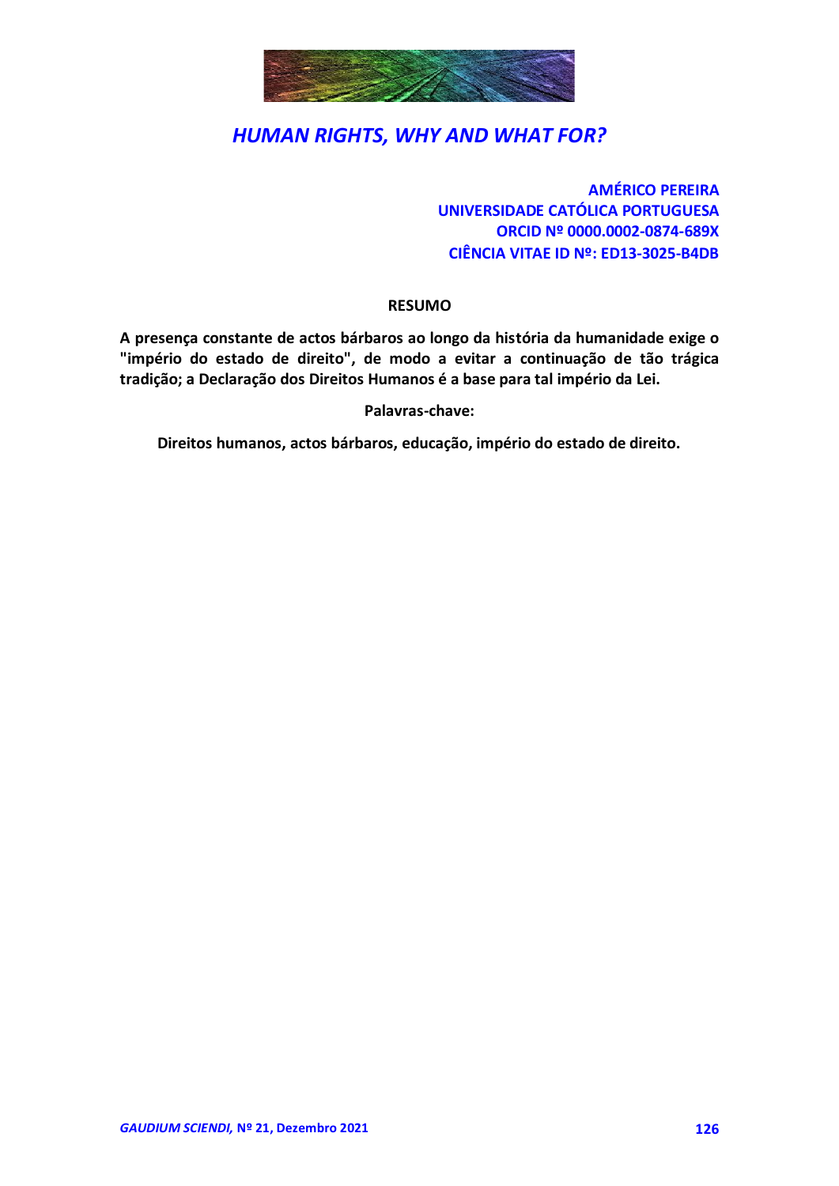# *HUMAN RIGHTS, WHY AND WHAT FOR?*

**AMÉRICO PEREIRA**
**UNIVERSIDADE CATÓLICA PORTUGUESA**
**ORCID Nº 0000.0002-0874-689X**
**CIÊNCIA VITAE ID Nº: ED13-3025-B4DB**

**RESUMO**

**A presença constante de actos bárbaros ao longo da história da humanidade exige o "império do estado de direito", de modo a evitar a continuação de tão trágica tradição; a Declaração dos Direitos Humanos é a base para tal império da Lei.**

**Palavras-chave:**

**Direitos humanos, actos bárbaros, educação, império do estado de direito.**